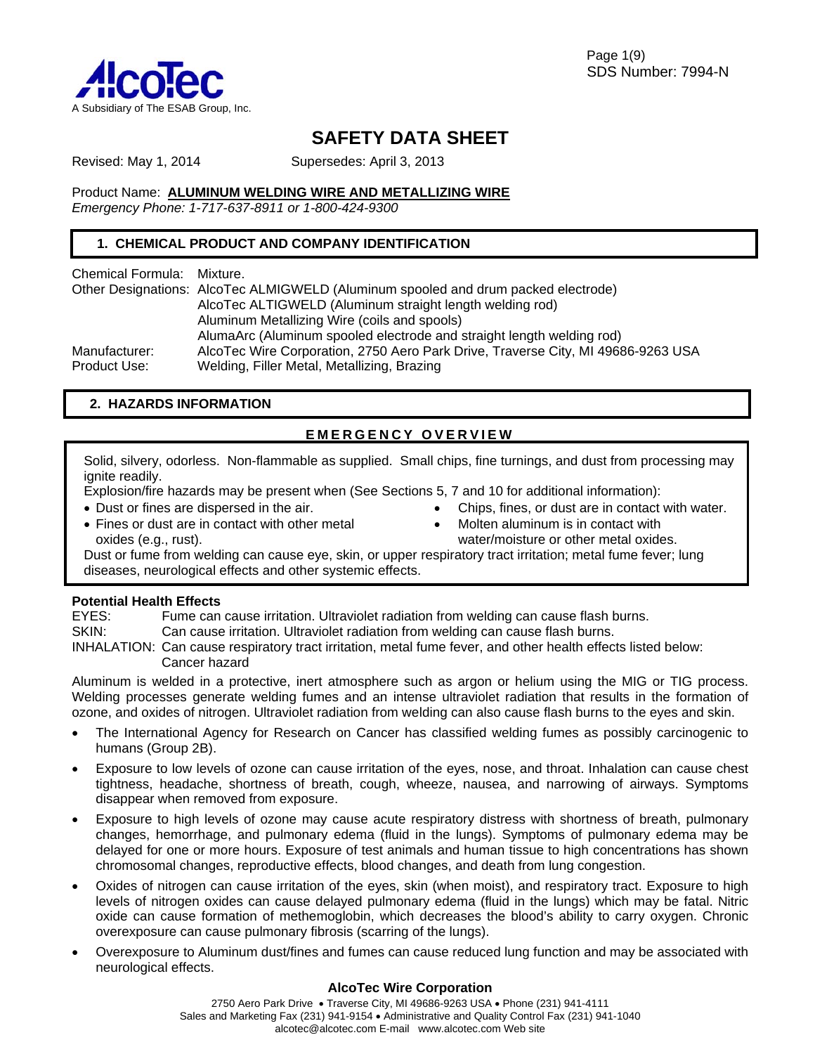AlcoTec
A Subsidiary of The ESAB Group, Inc.

SDS Number: 7994-N

# SAFETY DATA SHEET

Revised: May 1, 2014     Supersedes: April 3, 2013

Product Name: **ALUMINUM WELDING WIRE AND METALLIZING WIRE**
*Emergency Phone: 1-717-637-8911 or 1-800-424-9300*

## 1. CHEMICAL PRODUCT AND COMPANY IDENTIFICATION

Chemical Formula: Mixture.
Other Designations: AlcoTec ALMIGWELD (Aluminum spooled and drum packed electrode)
AlcoTec ALTIGWELD (Aluminum straight length welding rod)
Aluminum Metallizing Wire (coils and spools)
AlumaArc (Aluminum spooled electrode and straight length welding rod)
Manufacturer: AlcoTec Wire Corporation, 2750 Aero Park Drive, Traverse City, MI 49686-9263 USA
Product Use: Welding, Filler Metal, Metallizing, Brazing

## 2. HAZARDS INFORMATION

### EMERGENCY OVERVIEW

Solid, silvery, odorless. Non-flammable as supplied. Small chips, fine turnings, and dust from processing may ignite readily.

Explosion/fire hazards may be present when (See Sections 5, 7 and 10 for additional information):

- Dust or fines are dispersed in the air.
- Fines or dust are in contact with other metal oxides (e.g., rust).
- Chips, fines, or dust are in contact with water.
- Molten aluminum is in contact with water/moisture or other metal oxides.

Dust or fume from welding can cause eye, skin, or upper respiratory tract irritation; metal fume fever; lung diseases, neurological effects and other systemic effects.

**Potential Health Effects**

EYES: Fume can cause irritation. Ultraviolet radiation from welding can cause flash burns.
SKIN: Can cause irritation. Ultraviolet radiation from welding can cause flash burns.
INHALATION: Can cause respiratory tract irritation, metal fume fever, and other health effects listed below: Cancer hazard

Aluminum is welded in a protective, inert atmosphere such as argon or helium using the MIG or TIG process. Welding processes generate welding fumes and an intense ultraviolet radiation that results in the formation of ozone, and oxides of nitrogen. Ultraviolet radiation from welding can also cause flash burns to the eyes and skin.

- The International Agency for Research on Cancer has classified welding fumes as possibly carcinogenic to humans (Group 2B).
- Exposure to low levels of ozone can cause irritation of the eyes, nose, and throat. Inhalation can cause chest tightness, headache, shortness of breath, cough, wheeze, nausea, and narrowing of airways. Symptoms disappear when removed from exposure.
- Exposure to high levels of ozone may cause acute respiratory distress with shortness of breath, pulmonary changes, hemorrhage, and pulmonary edema (fluid in the lungs). Symptoms of pulmonary edema may be delayed for one or more hours. Exposure of test animals and human tissue to high concentrations has shown chromosomal changes, reproductive effects, blood changes, and death from lung congestion.
- Oxides of nitrogen can cause irritation of the eyes, skin (when moist), and respiratory tract. Exposure to high levels of nitrogen oxides can cause delayed pulmonary edema (fluid in the lungs) which may be fatal. Nitric oxide can cause formation of methemoglobin, which decreases the blood's ability to carry oxygen. Chronic overexposure can cause pulmonary fibrosis (scarring of the lungs).
- Overexposure to Aluminum dust/fines and fumes can cause reduced lung function and may be associated with neurological effects.

**AlcoTec Wire Corporation**
2750 Aero Park Drive • Traverse City, MI 49686-9263 USA • Phone (231) 941-4111
Sales and Marketing Fax (231) 941-9154 • Administrative and Quality Control Fax (231) 941-1040
alcotec@alcotec.com E-mail www.alcotec.com Web site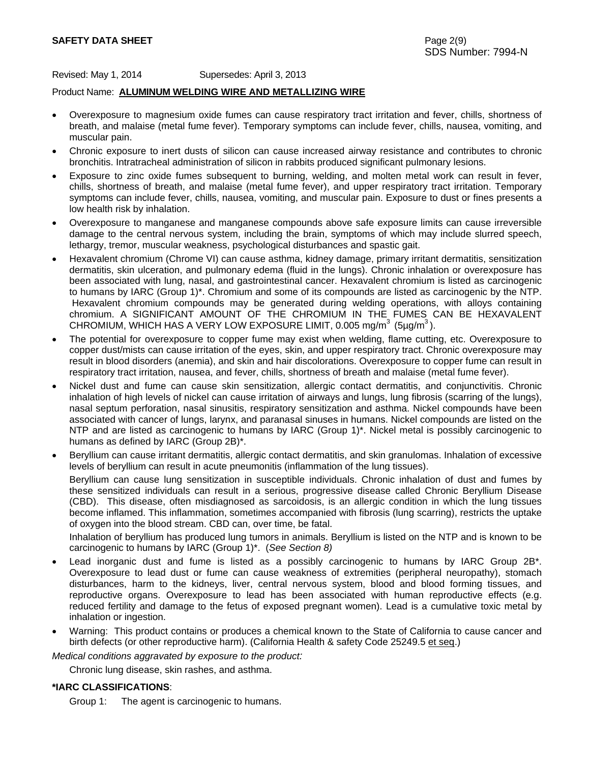Revised: May 1, 2014 Supersedes: April 3, 2013

Product Name: **ALUMINUM WELDING WIRE AND METALLIZING WIRE**

- Overexposure to magnesium oxide fumes can cause respiratory tract irritation and fever, chills, shortness of breath, and malaise (metal fume fever). Temporary symptoms can include fever, chills, nausea, vomiting, and muscular pain.
- Chronic exposure to inert dusts of silicon can cause increased airway resistance and contributes to chronic bronchitis. Intratracheal administration of silicon in rabbits produced significant pulmonary lesions.
- Exposure to zinc oxide fumes subsequent to burning, welding, and molten metal work can result in fever, chills, shortness of breath, and malaise (metal fume fever), and upper respiratory tract irritation. Temporary symptoms can include fever, chills, nausea, vomiting, and muscular pain. Exposure to dust or fines presents a low health risk by inhalation.
- Overexposure to manganese and manganese compounds above safe exposure limits can cause irreversible damage to the central nervous system, including the brain, symptoms of which may include slurred speech, lethargy, tremor, muscular weakness, psychological disturbances and spastic gait.
- Hexavalent chromium (Chrome VI) can cause asthma, kidney damage, primary irritant dermatitis, sensitization dermatitis, skin ulceration, and pulmonary edema (fluid in the lungs). Chronic inhalation or overexposure has been associated with lung, nasal, and gastrointestinal cancer. Hexavalent chromium is listed as carcinogenic to humans by IARC (Group 1)*. Chromium and some of its compounds are listed as carcinogenic by the NTP. Hexavalent chromium compounds may be generated during welding operations, with alloys containing chromium. A SIGNIFICANT AMOUNT OF THE CHROMIUM IN THE FUMES CAN BE HEXAVALENT CHROMIUM, WHICH HAS A VERY LOW EXPOSURE LIMIT, 0.005 mg/m$^3$ (5µg/m$^3$).
- The potential for overexposure to copper fume may exist when welding, flame cutting, etc. Overexposure to copper dust/mists can cause irritation of the eyes, skin, and upper respiratory tract. Chronic overexposure may result in blood disorders (anemia), and skin and hair discolorations. Overexposure to copper fume can result in respiratory tract irritation, nausea, and fever, chills, shortness of breath and malaise (metal fume fever).
- Nickel dust and fume can cause skin sensitization, allergic contact dermatitis, and conjunctivitis. Chronic inhalation of high levels of nickel can cause irritation of airways and lungs, lung fibrosis (scarring of the lungs), nasal septum perforation, nasal sinusitis, respiratory sensitization and asthma. Nickel compounds have been associated with cancer of lungs, larynx, and paranasal sinuses in humans. Nickel compounds are listed on the NTP and are listed as carcinogenic to humans by IARC (Group 1)*. Nickel metal is possibly carcinogenic to humans as defined by IARC (Group 2B)*.
- Beryllium can cause irritant dermatitis, allergic contact dermatitis, and skin granulomas. Inhalation of excessive levels of beryllium can result in acute pneumonitis (inflammation of the lung tissues).

  Beryllium can cause lung sensitization in susceptible individuals. Chronic inhalation of dust and fumes by these sensitized individuals can result in a serious, progressive disease called Chronic Beryllium Disease (CBD). This disease, often misdiagnosed as sarcoidosis, is an allergic condition in which the lung tissues become inflamed. This inflammation, sometimes accompanied with fibrosis (lung scarring), restricts the uptake of oxygen into the blood stream. CBD can, over time, be fatal.

  Inhalation of beryllium has produced lung tumors in animals. Beryllium is listed on the NTP and is known to be carcinogenic to humans by IARC (Group 1)*. (*See Section 8)*
- Lead inorganic dust and fume is listed as a possibly carcinogenic to humans by IARC Group 2B*. Overexposure to lead dust or fume can cause weakness of extremities (peripheral neuropathy), stomach disturbances, harm to the kidneys, liver, central nervous system, blood and blood forming tissues, and reproductive organs. Overexposure to lead has been associated with human reproductive effects (e.g. reduced fertility and damage to the fetus of exposed pregnant women). Lead is a cumulative toxic metal by inhalation or ingestion.
- Warning: This product contains or produces a chemical known to the State of California to cause cancer and birth defects (or other reproductive harm). (California Health & safety Code 25249.5 et seq.)

*Medical conditions aggravated by exposure to the product:*

Chronic lung disease, skin rashes, and asthma.

**\*IARC CLASSIFICATIONS**:

Group 1: The agent is carcinogenic to humans.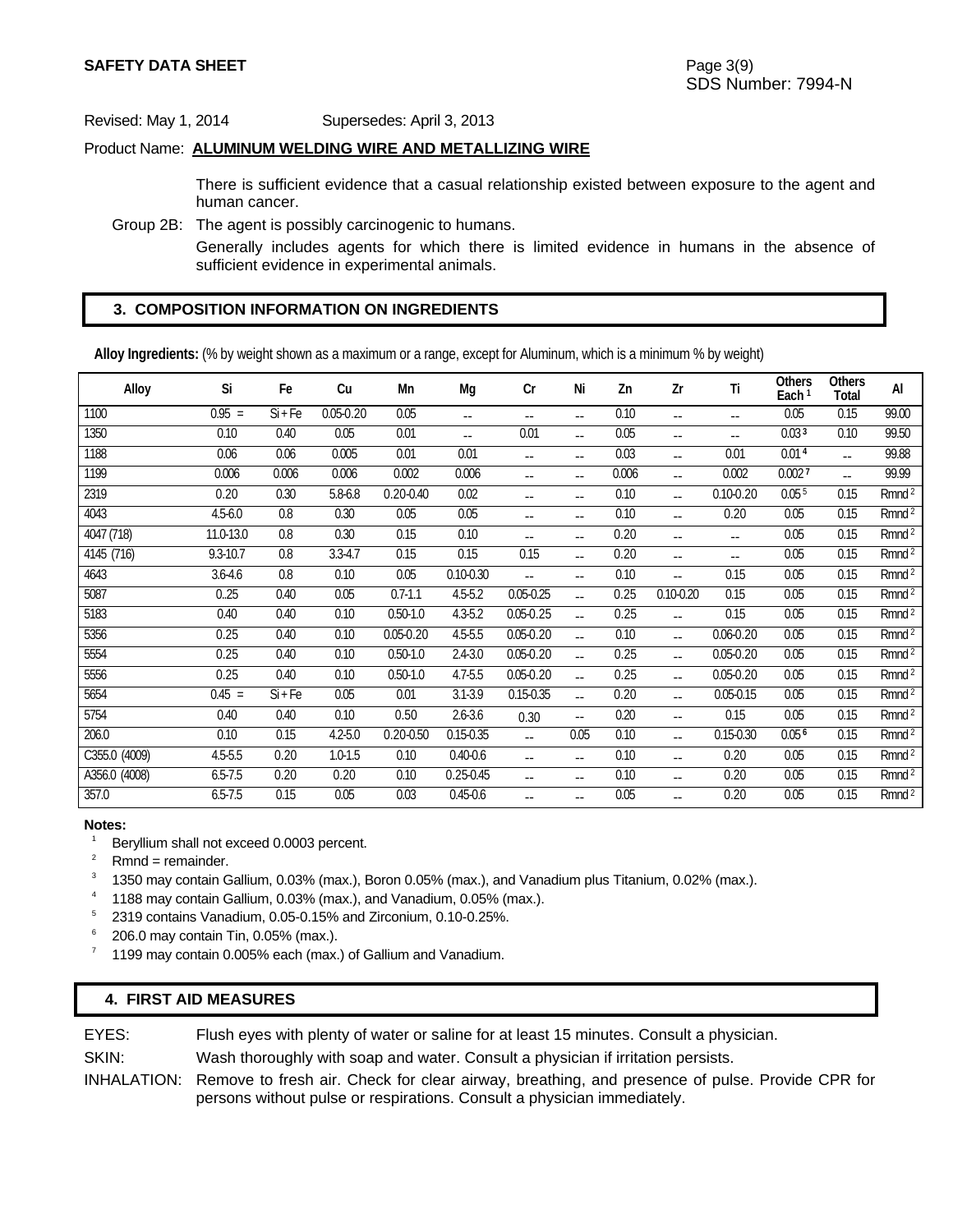**SAFETY DATA SHEET**

SDS Number: 7994-N

Revised: May 1, 2014 Supersedes: April 3, 2013

Product Name: **ALUMINUM WELDING WIRE AND METALLIZING WIRE**

There is sufficient evidence that a casual relationship existed between exposure to the agent and human cancer.

Group 2B: The agent is possibly carcinogenic to humans.

Generally includes agents for which there is limited evidence in humans in the absence of sufficient evidence in experimental animals.

## 3. COMPOSITION INFORMATION ON INGREDIENTS

**Alloy Ingredients:** (% by weight shown as a maximum or a range, except for Aluminum, which is a minimum % by weight)

| Alloy | Si | Fe | Cu | Mn | Mg | Cr | Ni | Zn | Zr | Ti | Others Each [1] | Others Total | Al |
|---|---|---|---|---|---|---|---|---|---|---|---|---|---|
| 1100 | 0.95 = | Si + Fe | 0.05-0.20 | 0.05 | -- | -- | -- | 0.10 | -- | -- | 0.05 | 0.15 | 99.00 |
| 1350 | 0.10 | 0.40 | 0.05 | 0.01 | -- | 0.01 | -- | 0.05 | -- | -- | 0.03 [3] | 0.10 | 99.50 |
| 1188 | 0.06 | 0.06 | 0.005 | 0.01 | 0.01 | -- | -- | 0.03 | -- | 0.01 | 0.01 [4] | -- | 99.88 |
| 1199 | 0.006 | 0.006 | 0.006 | 0.002 | 0.006 | -- | -- | 0.006 | -- | 0.002 | 0.002 [7] | -- | 99.99 |
| 2319 | 0.20 | 0.30 | 5.8-6.8 | 0.20-0.40 | 0.02 | -- | -- | 0.10 | -- | 0.10-0.20 | 0.05 [5] | 0.15 | Rmnd [2] |
| 4043 | 4.5-6.0 | 0.8 | 0.30 | 0.05 | 0.05 | -- | -- | 0.10 | -- | 0.20 | 0.05 | 0.15 | Rmnd [2] |
| 4047 (718) | 11.0-13.0 | 0.8 | 0.30 | 0.15 | 0.10 | -- | -- | 0.20 | -- | -- | 0.05 | 0.15 | Rmnd [2] |
| 4145 (716) | 9.3-10.7 | 0.8 | 3.3-4.7 | 0.15 | 0.15 | 0.15 | -- | 0.20 | -- | -- | 0.05 | 0.15 | Rmnd [2] |
| 4643 | 3.6-4.6 | 0.8 | 0.10 | 0.05 | 0.10-0.30 | -- | -- | 0.10 | -- | 0.15 | 0.05 | 0.15 | Rmnd [2] |
| 5087 | 0..25 | 0.40 | 0.05 | 0.7-1.1 | 4.5-5.2 | 0.05-0.25 | -- | 0.25 | 0.10-0.20 | 0.15 | 0.05 | 0.15 | Rmnd [2] |
| 5183 | 0.40 | 0.40 | 0.10 | 0.50-1.0 | 4.3-5.2 | 0.05-0.25 | -- | 0.25 | -- | 0.15 | 0.05 | 0.15 | Rmnd [2] |
| 5356 | 0.25 | 0.40 | 0.10 | 0.05-0.20 | 4.5-5.5 | 0.05-0.20 | -- | 0.10 | -- | 0.06-0.20 | 0.05 | 0.15 | Rmnd [2] |
| 5554 | 0.25 | 0.40 | 0.10 | 0.50-1.0 | 2.4-3.0 | 0.05-0.20 | -- | 0.25 | -- | 0.05-0.20 | 0.05 | 0.15 | Rmnd [2] |
| 5556 | 0.25 | 0.40 | 0.10 | 0.50-1.0 | 4.7-5.5 | 0.05-0.20 | -- | 0.25 | -- | 0.05-0.20 | 0.05 | 0.15 | Rmnd [2] |
| 5654 | 0.45 = | Si + Fe | 0.05 | 0.01 | 3.1-3.9 | 0.15-0.35 | -- | 0.20 | -- | 0.05-0.15 | 0.05 | 0.15 | Rmnd [2] |
| 5754 | 0.40 | 0.40 | 0.10 | 0.50 | 2.6-3.6 | 0.30 | -- | 0.20 | -- | 0.15 | 0.05 | 0.15 | Rmnd [2] |
| 206.0 | 0.10 | 0.15 | 4.2-5.0 | 0.20-0.50 | 0.15-0.35 | -- | 0.05 | 0.10 | -- | 0.15-0.30 | 0.05 [6] | 0.15 | Rmnd [2] |
| C355.0 (4009) | 4.5-5.5 | 0.20 | 1.0-1.5 | 0.10 | 0.40-0.6 | -- | -- | 0.10 | -- | 0.20 | 0.05 | 0.15 | Rmnd [2] |
| A356.0 (4008) | 6.5-7.5 | 0.20 | 0.20 | 0.10 | 0.25-0.45 | -- | -- | 0.10 | -- | 0.20 | 0.05 | 0.15 | Rmnd [2] |
| 357.0 | 6.5-7.5 | 0.15 | 0.05 | 0.03 | 0.45-0.6 | -- | -- | 0.05 | -- | 0.20 | 0.05 | 0.15 | Rmnd [2] |

**Notes:**

1. Beryllium shall not exceed 0.0003 percent.
2. Rmnd = remainder.
3. 1350 may contain Gallium, 0.03% (max.), Boron 0.05% (max.), and Vanadium plus Titanium, 0.02% (max.).
4. 1188 may contain Gallium, 0.03% (max.), and Vanadium, 0.05% (max.).
5. 2319 contains Vanadium, 0.05-0.15% and Zirconium, 0.10-0.25%.
6. 206.0 may contain Tin, 0.05% (max.).
7. 1199 may contain 0.005% each (max.) of Gallium and Vanadium.

## 4. FIRST AID MEASURES

EYES: Flush eyes with plenty of water or saline for at least 15 minutes. Consult a physician.

SKIN: Wash thoroughly with soap and water. Consult a physician if irritation persists.

INHALATION: Remove to fresh air. Check for clear airway, breathing, and presence of pulse. Provide CPR for persons without pulse or respirations. Consult a physician immediately.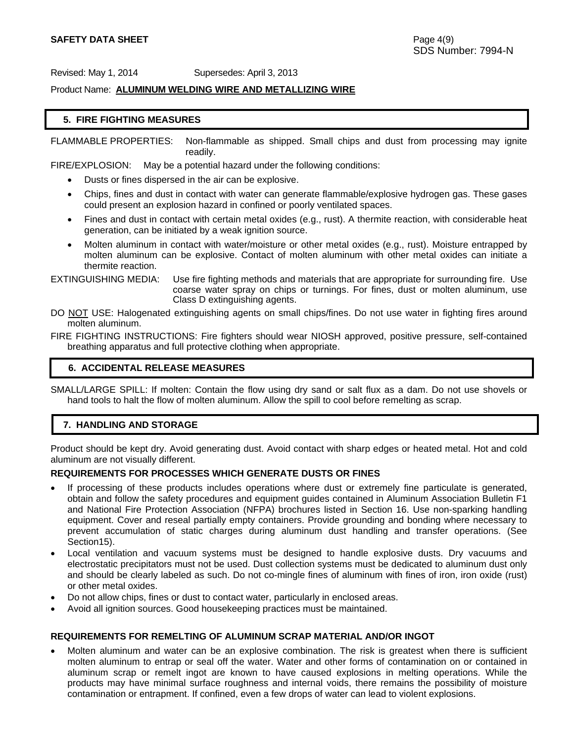Revised: May 1, 2014 Supersedes: April 3, 2013

Product Name: **ALUMINUM WELDING WIRE AND METALLIZING WIRE**

## 5. FIRE FIGHTING MEASURES

FLAMMABLE PROPERTIES: Non-flammable as shipped. Small chips and dust from processing may ignite readily.

FIRE/EXPLOSION: May be a potential hazard under the following conditions:

- Dusts or fines dispersed in the air can be explosive.
- Chips, fines and dust in contact with water can generate flammable/explosive hydrogen gas. These gases could present an explosion hazard in confined or poorly ventilated spaces.
- Fines and dust in contact with certain metal oxides (e.g., rust). A thermite reaction, with considerable heat generation, can be initiated by a weak ignition source.
- Molten aluminum in contact with water/moisture or other metal oxides (e.g., rust). Moisture entrapped by molten aluminum can be explosive. Contact of molten aluminum with other metal oxides can initiate a thermite reaction.

EXTINGUISHING MEDIA: Use fire fighting methods and materials that are appropriate for surrounding fire. Use coarse water spray on chips or turnings. For fines, dust or molten aluminum, use Class D extinguishing agents.

DO NOT USE: Halogenated extinguishing agents on small chips/fines. Do not use water in fighting fires around molten aluminum.

FIRE FIGHTING INSTRUCTIONS: Fire fighters should wear NIOSH approved, positive pressure, self-contained breathing apparatus and full protective clothing when appropriate.

## 6. ACCIDENTAL RELEASE MEASURES

SMALL/LARGE SPILL: If molten: Contain the flow using dry sand or salt flux as a dam. Do not use shovels or hand tools to halt the flow of molten aluminum. Allow the spill to cool before remelting as scrap.

## 7. HANDLING AND STORAGE

Product should be kept dry. Avoid generating dust. Avoid contact with sharp edges or heated metal. Hot and cold aluminum are not visually different.

### REQUIREMENTS FOR PROCESSES WHICH GENERATE DUSTS OR FINES

- If processing of these products includes operations where dust or extremely fine particulate is generated, obtain and follow the safety procedures and equipment guides contained in Aluminum Association Bulletin F1 and National Fire Protection Association (NFPA) brochures listed in Section 16. Use non-sparking handling equipment. Cover and reseal partially empty containers. Provide grounding and bonding where necessary to prevent accumulation of static charges during aluminum dust handling and transfer operations. (See Section15).
- Local ventilation and vacuum systems must be designed to handle explosive dusts. Dry vacuums and electrostatic precipitators must not be used. Dust collection systems must be dedicated to aluminum dust only and should be clearly labeled as such. Do not co-mingle fines of aluminum with fines of iron, iron oxide (rust) or other metal oxides.
- Do not allow chips, fines or dust to contact water, particularly in enclosed areas.
- Avoid all ignition sources. Good housekeeping practices must be maintained.

### REQUIREMENTS FOR REMELTING OF ALUMINUM SCRAP MATERIAL AND/OR INGOT

- Molten aluminum and water can be an explosive combination. The risk is greatest when there is sufficient molten aluminum to entrap or seal off the water. Water and other forms of contamination on or contained in aluminum scrap or remelt ingot are known to have caused explosions in melting operations. While the products may have minimal surface roughness and internal voids, there remains the possibility of moisture contamination or entrapment. If confined, even a few drops of water can lead to violent explosions.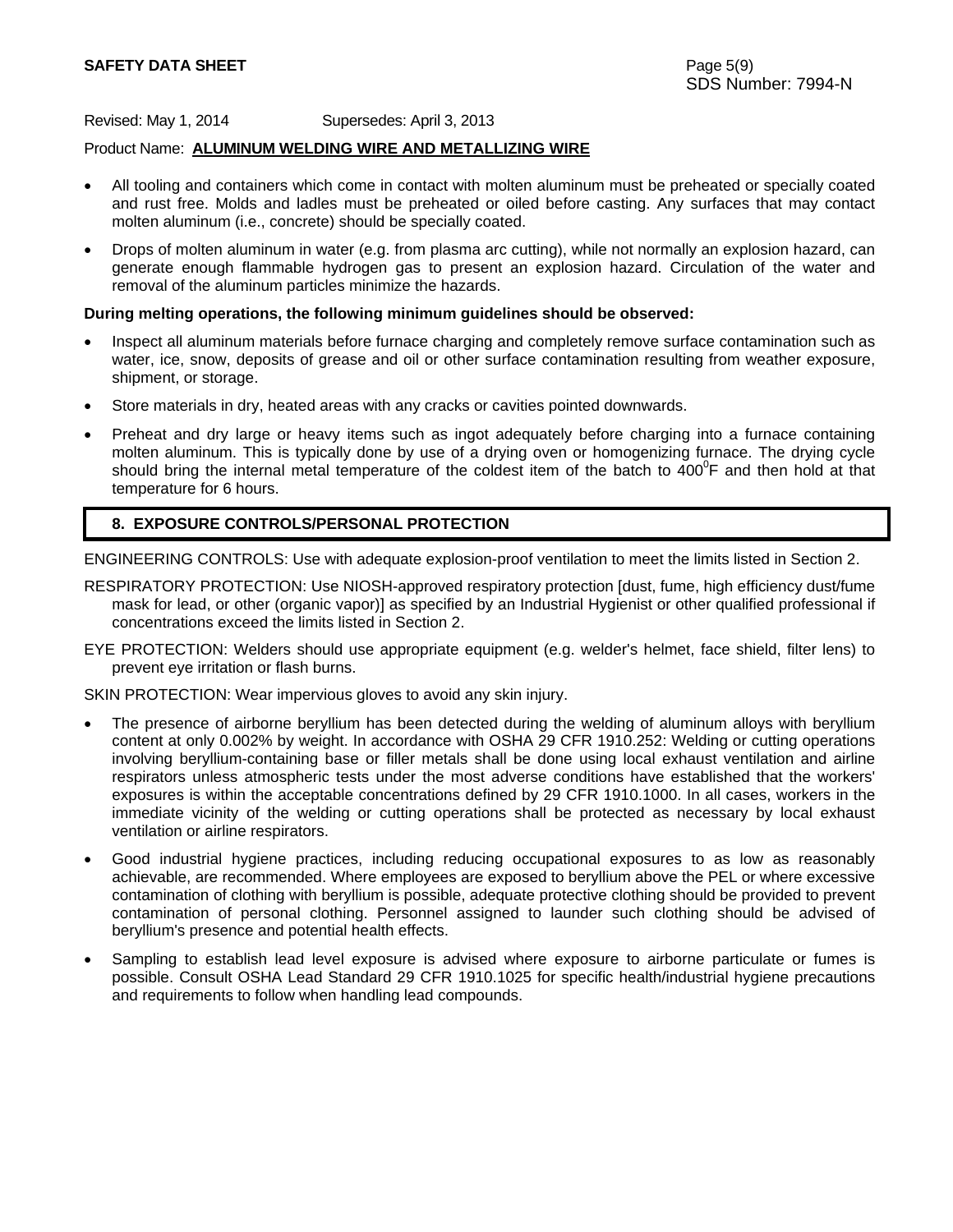Revised: May 1, 2014 Supersedes: April 3, 2013

Product Name: **ALUMINUM WELDING WIRE AND METALLIZING WIRE**

- All tooling and containers which come in contact with molten aluminum must be preheated or specially coated and rust free. Molds and ladles must be preheated or oiled before casting. Any surfaces that may contact molten aluminum (i.e., concrete) should be specially coated.
- Drops of molten aluminum in water (e.g. from plasma arc cutting), while not normally an explosion hazard, can generate enough flammable hydrogen gas to present an explosion hazard. Circulation of the water and removal of the aluminum particles minimize the hazards.

**During melting operations, the following minimum guidelines should be observed:**

- Inspect all aluminum materials before furnace charging and completely remove surface contamination such as water, ice, snow, deposits of grease and oil or other surface contamination resulting from weather exposure, shipment, or storage.
- Store materials in dry, heated areas with any cracks or cavities pointed downwards.
- Preheat and dry large or heavy items such as ingot adequately before charging into a furnace containing molten aluminum. This is typically done by use of a drying oven or homogenizing furnace. The drying cycle should bring the internal metal temperature of the coldest item of the batch to $400^0$F and then hold at that temperature for 6 hours.

## 8. EXPOSURE CONTROLS/PERSONAL PROTECTION

ENGINEERING CONTROLS: Use with adequate explosion-proof ventilation to meet the limits listed in Section 2.

RESPIRATORY PROTECTION: Use NIOSH-approved respiratory protection [dust, fume, high efficiency dust/fume mask for lead, or other (organic vapor)] as specified by an Industrial Hygienist or other qualified professional if concentrations exceed the limits listed in Section 2.

EYE PROTECTION: Welders should use appropriate equipment (e.g. welder's helmet, face shield, filter lens) to prevent eye irritation or flash burns.

SKIN PROTECTION: Wear impervious gloves to avoid any skin injury.

- The presence of airborne beryllium has been detected during the welding of aluminum alloys with beryllium content at only 0.002% by weight. In accordance with OSHA 29 CFR 1910.252: Welding or cutting operations involving beryllium-containing base or filler metals shall be done using local exhaust ventilation and airline respirators unless atmospheric tests under the most adverse conditions have established that the workers' exposures is within the acceptable concentrations defined by 29 CFR 1910.1000. In all cases, workers in the immediate vicinity of the welding or cutting operations shall be protected as necessary by local exhaust ventilation or airline respirators.
- Good industrial hygiene practices, including reducing occupational exposures to as low as reasonably achievable, are recommended. Where employees are exposed to beryllium above the PEL or where excessive contamination of clothing with beryllium is possible, adequate protective clothing should be provided to prevent contamination of personal clothing. Personnel assigned to launder such clothing should be advised of beryllium's presence and potential health effects.
- Sampling to establish lead level exposure is advised where exposure to airborne particulate or fumes is possible. Consult OSHA Lead Standard 29 CFR 1910.1025 for specific health/industrial hygiene precautions and requirements to follow when handling lead compounds.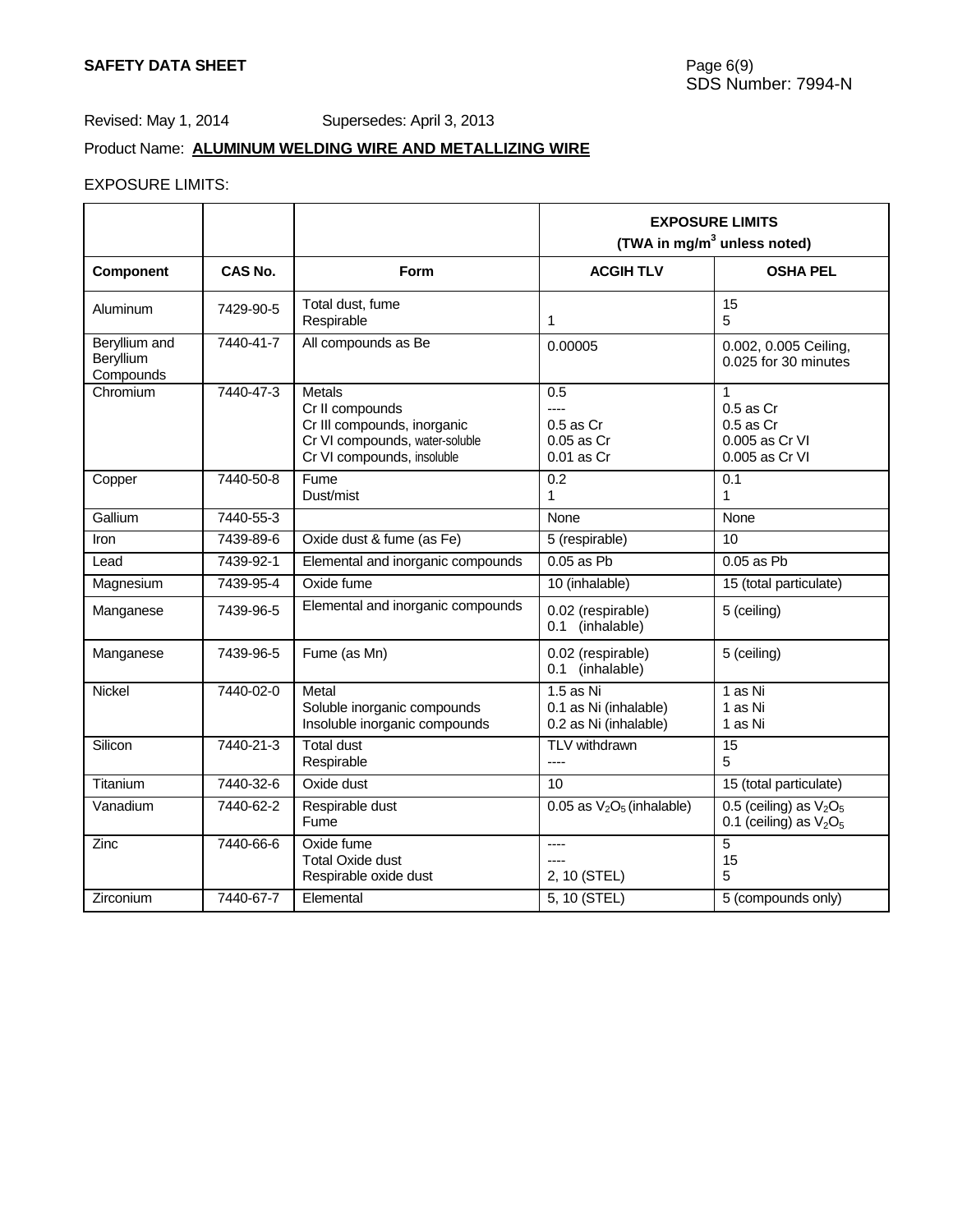**SAFETY DATA SHEET**

SDS Number: 7994-N

Revised: May 1, 2014 Supersedes: April 3, 2013

Product Name: **ALUMINUM WELDING WIRE AND METALLIZING WIRE**

EXPOSURE LIMITS:

| | | | **EXPOSURE LIMITS (TWA in mg/m[3] unless noted)** | |
|---|---|---|---|---|
| **Component** | **CAS No.** | **Form** | **ACGIH TLV** | **OSHA PEL** |
| Aluminum | 7429-90-5 | Total dust, fume<br>Respirable | <br>1 | 15<br>5 |
| Beryllium and Beryllium Compounds | 7440-41-7 | All compounds as Be | 0.00005 | 0.002, 0.005 Ceiling, 0.025 for 30 minutes |
| Chromium | 7440-47-3 | Metals<br>Cr II compounds<br>Cr III compounds, inorganic<br>Cr VI compounds, water-soluble<br>Cr VI compounds, insoluble | 0.5<br>----<br>0.5 as Cr<br>0.05 as Cr<br>0.01 as Cr | 1<br>0.5 as Cr<br>0.5 as Cr<br>0.005 as Cr VI<br>0.005 as Cr VI |
| Copper | 7440-50-8 | Fume<br>Dust/mist | 0.2<br>1 | 0.1<br>1 |
| Gallium | 7440-55-3 | | None | None |
| Iron | 7439-89-6 | Oxide dust & fume (as Fe) | 5 (respirable) | 10 |
| Lead | 7439-92-1 | Elemental and inorganic compounds | 0.05 as Pb | 0.05 as Pb |
| Magnesium | 7439-95-4 | Oxide fume | 10 (inhalable) | 15 (total particulate) |
| Manganese | 7439-96-5 | Elemental and inorganic compounds | 0.02 (respirable)<br>0.1 (inhalable) | 5 (ceiling) |
| Manganese | 7439-96-5 | Fume (as Mn) | 0.02 (respirable)<br>0.1 (inhalable) | 5 (ceiling) |
| Nickel | 7440-02-0 | Metal<br>Soluble inorganic compounds<br>Insoluble inorganic compounds | 1.5 as Ni<br>0.1 as Ni (inhalable)<br>0.2 as Ni (inhalable) | 1 as Ni<br>1 as Ni<br>1 as Ni |
| Silicon | 7440-21-3 | Total dust<br>Respirable | TLV withdrawn<br>---- | 15<br>5 |
| Titanium | 7440-32-6 | Oxide dust | 10 | 15 (total particulate) |
| Vanadium | 7440-62-2 | Respirable dust<br>Fume | 0.05 as $V_2O_5$ (inhalable) | 0.5 (ceiling) as $V_2O_5$<br>0.1 (ceiling) as $V_2O_5$ |
| Zinc | 7440-66-6 | Oxide fume<br>Total Oxide dust<br>Respirable oxide dust | ----<br>----<br>2, 10 (STEL) | 5<br>15<br>5 |
| Zirconium | 7440-67-7 | Elemental | 5, 10 (STEL) | 5 (compounds only) |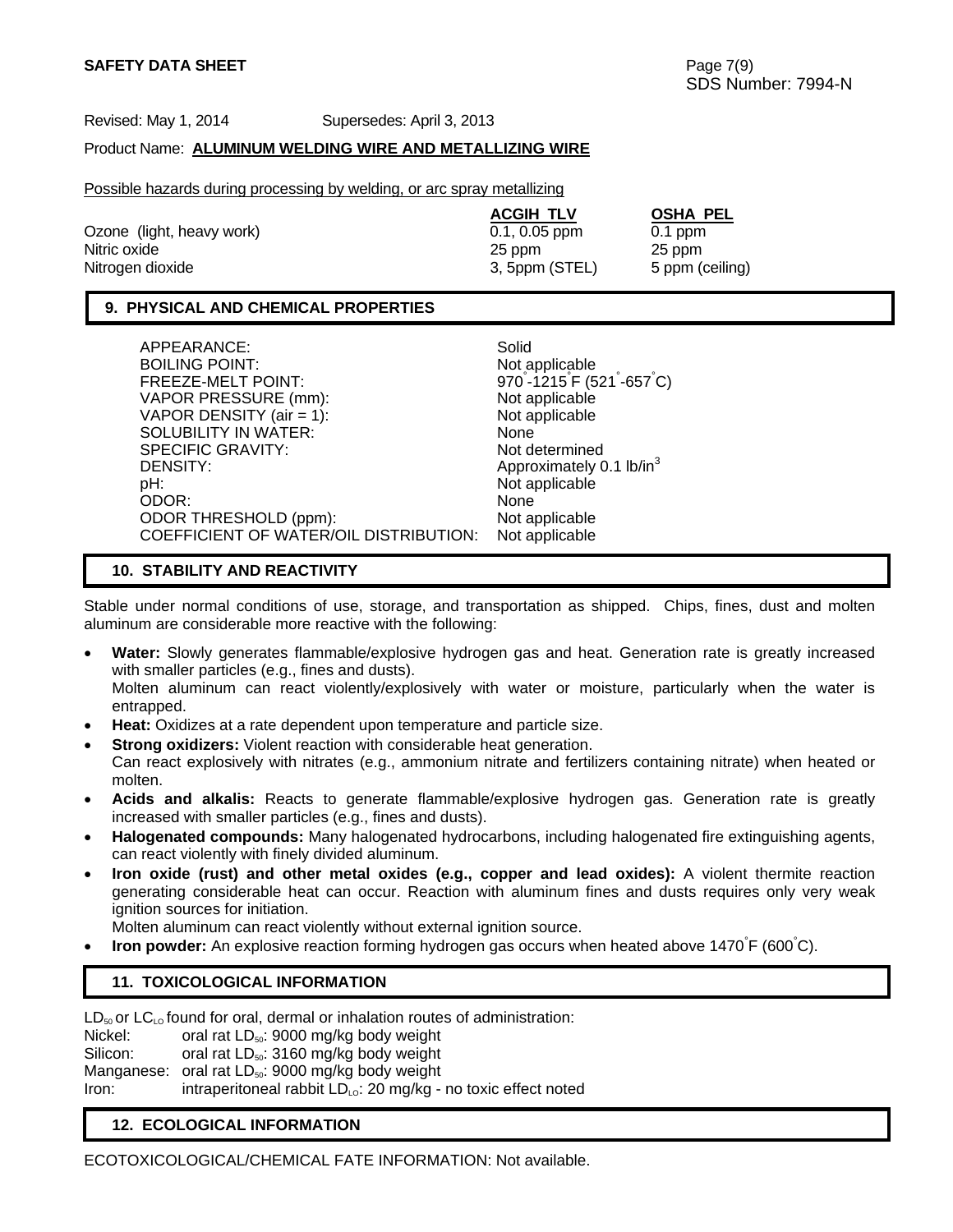Revised: May 1, 2014 Supersedes: April 3, 2013

Product Name: **ALUMINUM WELDING WIRE AND METALLIZING WIRE**

Possible hazards during processing by welding, or arc spray metallizing

| | ACGIH TLV | OSHA PEL |
|---|---|---|
| Ozone (light, heavy work) | 0.1, 0.05 ppm | 0.1 ppm |
| Nitric oxide | 25 ppm | 25 ppm |
| Nitrogen dioxide | 3, 5ppm (STEL) | 5 ppm (ceiling) |

## 9. PHYSICAL AND CHEMICAL PROPERTIES

| | |
|---|---|
| APPEARANCE: | Solid |
| BOILING POINT: | Not applicable |
| FREEZE-MELT POINT: | 970°-1215°F (521°-657°C) |
| VAPOR PRESSURE (mm): | Not applicable |
| VAPOR DENSITY (air = 1): | Not applicable |
| SOLUBILITY IN WATER: | None |
| SPECIFIC GRAVITY: | Not determined |
| DENSITY: | Approximately 0.1 $lb/in^3$ |
| pH: | Not applicable |
| ODOR: | None |
| ODOR THRESHOLD (ppm): | Not applicable |
| COEFFICIENT OF WATER/OIL DISTRIBUTION: | Not applicable |

## 10. STABILITY AND REACTIVITY

Stable under normal conditions of use, storage, and transportation as shipped. Chips, fines, dust and molten aluminum are considerable more reactive with the following:

- **Water:** Slowly generates flammable/explosive hydrogen gas and heat. Generation rate is greatly increased with smaller particles (e.g., fines and dusts).
  Molten aluminum can react violently/explosively with water or moisture, particularly when the water is entrapped.
- **Heat:** Oxidizes at a rate dependent upon temperature and particle size.
- **Strong oxidizers:** Violent reaction with considerable heat generation.
  Can react explosively with nitrates (e.g., ammonium nitrate and fertilizers containing nitrate) when heated or molten.
- **Acids and alkalis:** Reacts to generate flammable/explosive hydrogen gas. Generation rate is greatly increased with smaller particles (e.g., fines and dusts).
- **Halogenated compounds:** Many halogenated hydrocarbons, including halogenated fire extinguishing agents, can react violently with finely divided aluminum.
- **Iron oxide (rust) and other metal oxides (e.g., copper and lead oxides):** A violent thermite reaction generating considerable heat can occur. Reaction with aluminum fines and dusts requires only very weak ignition sources for initiation.
  Molten aluminum can react violently without external ignition source.
- **Iron powder:** An explosive reaction forming hydrogen gas occurs when heated above 1470°F (600°C).

## 11. TOXICOLOGICAL INFORMATION

$LD_{50}$ or $LC_{LO}$ found for oral, dermal or inhalation routes of administration:

Nickel: oral rat $LD_{50}$: 9000 mg/kg body weight
Silicon: oral rat $LD_{50}$: 3160 mg/kg body weight
Manganese: oral rat $LD_{50}$: 9000 mg/kg body weight
Iron: intraperitoneal rabbit $LD_{LO}$: 20 mg/kg - no toxic effect noted

## 12. ECOLOGICAL INFORMATION

ECOTOXICOLOGICAL/CHEMICAL FATE INFORMATION: Not available.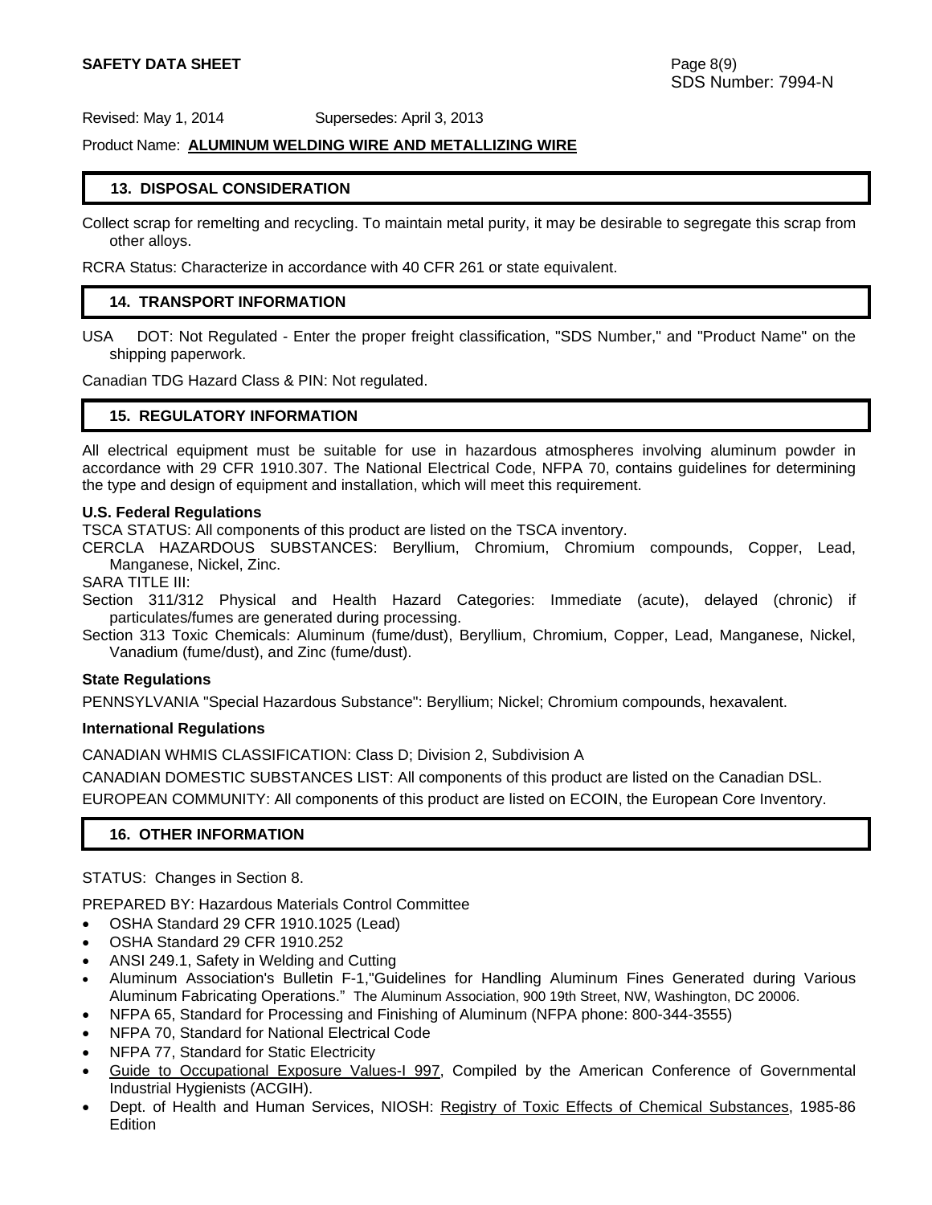## 13. DISPOSAL CONSIDERATION

Collect scrap for remelting and recycling. To maintain metal purity, it may be desirable to segregate this scrap from other alloys.

RCRA Status: Characterize in accordance with 40 CFR 261 or state equivalent.

## 14. TRANSPORT INFORMATION

USA DOT: Not Regulated - Enter the proper freight classification, "SDS Number," and "Product Name" on the shipping paperwork.

Canadian TDG Hazard Class & PIN: Not regulated.

## 15. REGULATORY INFORMATION

All electrical equipment must be suitable for use in hazardous atmospheres involving aluminum powder in accordance with 29 CFR 1910.307. The National Electrical Code, NFPA 70, contains guidelines for determining the type and design of equipment and installation, which will meet this requirement.

**U.S. Federal Regulations**

TSCA STATUS: All components of this product are listed on the TSCA inventory.

CERCLA HAZARDOUS SUBSTANCES: Beryllium, Chromium, Chromium compounds, Copper, Lead, Manganese, Nickel, Zinc.

SARA TITLE III:

Section 311/312 Physical and Health Hazard Categories: Immediate (acute), delayed (chronic) if particulates/fumes are generated during processing.

Section 313 Toxic Chemicals: Aluminum (fume/dust), Beryllium, Chromium, Copper, Lead, Manganese, Nickel, Vanadium (fume/dust), and Zinc (fume/dust).

**State Regulations**

PENNSYLVANIA "Special Hazardous Substance": Beryllium; Nickel; Chromium compounds, hexavalent.

**International Regulations**

CANADIAN WHMIS CLASSIFICATION: Class D; Division 2, Subdivision A

CANADIAN DOMESTIC SUBSTANCES LIST: All components of this product are listed on the Canadian DSL.

EUROPEAN COMMUNITY: All components of this product are listed on ECOIN, the European Core Inventory.

## 16. OTHER INFORMATION

STATUS: Changes in Section 8.

PREPARED BY: Hazardous Materials Control Committee

- OSHA Standard 29 CFR 1910.1025 (Lead)
- OSHA Standard 29 CFR 1910.252
- ANSI 249.1, Safety in Welding and Cutting
- Aluminum Association's Bulletin F-1,"Guidelines for Handling Aluminum Fines Generated during Various Aluminum Fabricating Operations." The Aluminum Association, 900 19th Street, NW, Washington, DC 20006.
- NFPA 65, Standard for Processing and Finishing of Aluminum (NFPA phone: 800-344-3555)
- NFPA 70, Standard for National Electrical Code
- NFPA 77, Standard for Static Electricity
- Guide to Occupational Exposure Values-I 997, Compiled by the American Conference of Governmental Industrial Hygienists (ACGIH).
- Dept. of Health and Human Services, NIOSH: Registry of Toxic Effects of Chemical Substances, 1985-86 Edition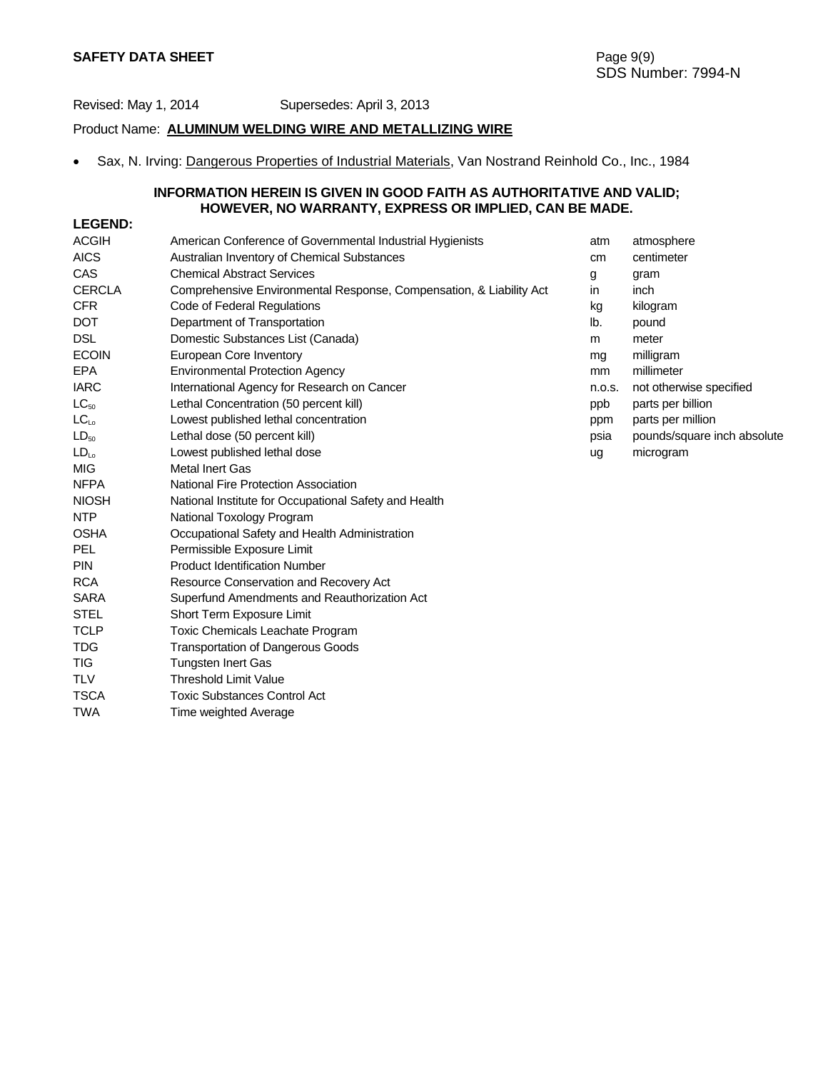Revised: May 1, 2014 Supersedes: April 3, 2013

Product Name: **ALUMINUM WELDING WIRE AND METALLIZING WIRE**

- Sax, N. Irving: Dangerous Properties of Industrial Materials, Van Nostrand Reinhold Co., Inc., 1984

**INFORMATION HEREIN IS GIVEN IN GOOD FAITH AS AUTHORITATIVE AND VALID; HOWEVER, NO WARRANTY, EXPRESS OR IMPLIED, CAN BE MADE.**

**LEGEND:**

| | | | |
|---|---|---|---|
| ACGIH | American Conference of Governmental Industrial Hygienists | atm | atmosphere |
| AICS | Australian Inventory of Chemical Substances | cm | centimeter |
| CAS | Chemical Abstract Services | g | gram |
| CERCLA | Comprehensive Environmental Response, Compensation, & Liability Act | in | inch |
| CFR | Code of Federal Regulations | kg | kilogram |
| DOT | Department of Transportation | lb. | pound |
| DSL | Domestic Substances List (Canada) | m | meter |
| ECOIN | European Core Inventory | mg | milligram |
| EPA | Environmental Protection Agency | mm | millimeter |
| IARC | International Agency for Research on Cancer | n.o.s. | not otherwise specified |
| $LC_{50}$ | Lethal Concentration (50 percent kill) | ppb | parts per billion |
| $LC_{Lo}$ | Lowest published lethal concentration | ppm | parts per million |
| $LD_{50}$ | Lethal dose (50 percent kill) | psia | pounds/square inch absolute |
| $LD_{Lo}$ | Lowest published lethal dose | ug | microgram |
| MIG | Metal Inert Gas | | |
| NFPA | National Fire Protection Association | | |
| NIOSH | National Institute for Occupational Safety and Health | | |
| NTP | National Toxology Program | | |
| OSHA | Occupational Safety and Health Administration | | |
| PEL | Permissible Exposure Limit | | |
| PIN | Product Identification Number | | |
| RCA | Resource Conservation and Recovery Act | | |
| SARA | Superfund Amendments and Reauthorization Act | | |
| STEL | Short Term Exposure Limit | | |
| TCLP | Toxic Chemicals Leachate Program | | |
| TDG | Transportation of Dangerous Goods | | |
| TIG | Tungsten Inert Gas | | |
| TLV | Threshold Limit Value | | |
| TSCA | Toxic Substances Control Act | | |
| TWA | Time weighted Average | | |